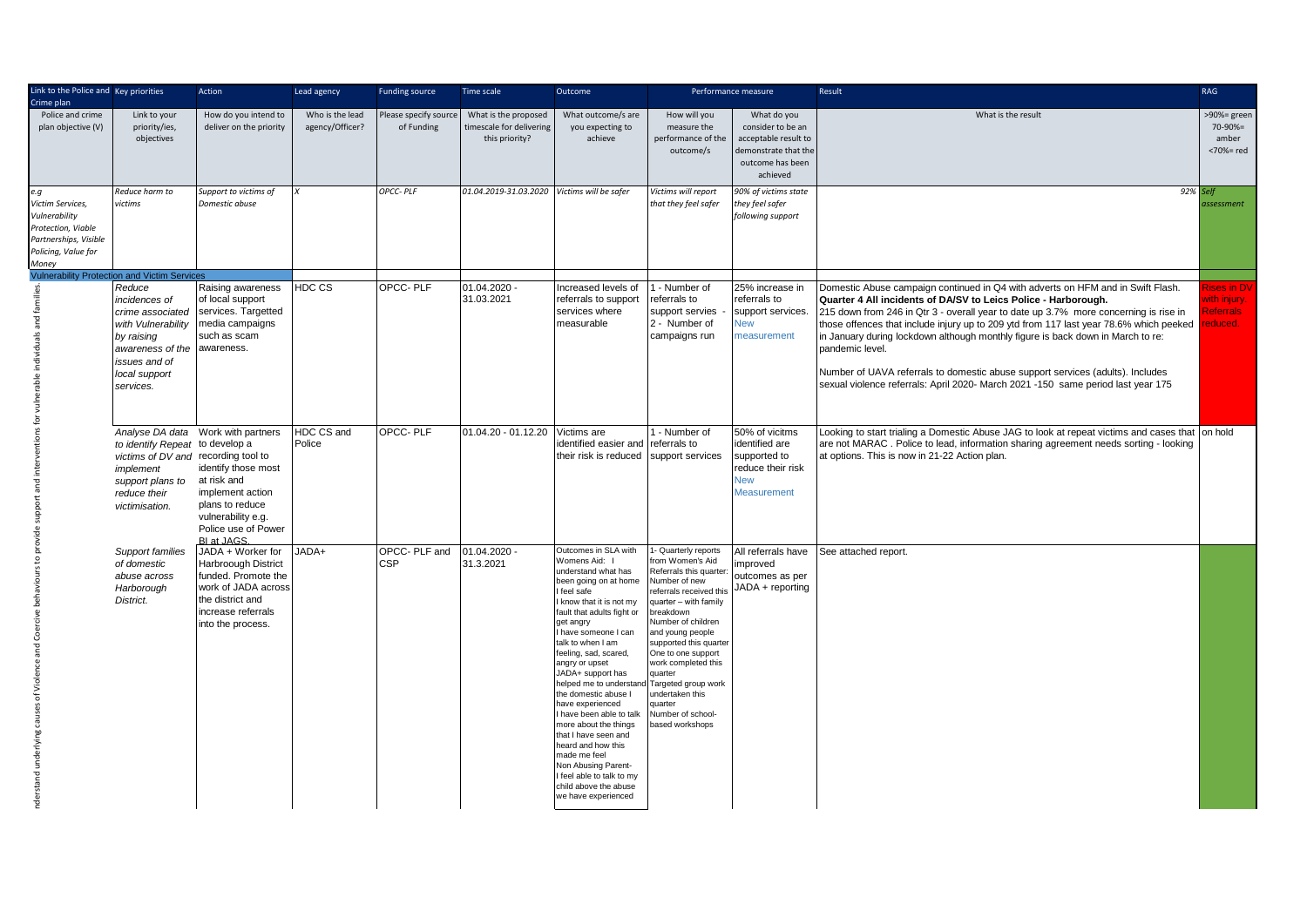| Link to the Police and Crime plan | Key priorities | Action | Lead agency | Funding source | Time scale | Outcome | Performance measure | | Result | RAG |
|---|---|---|---|---|---|---|---|---|---|---|
| Police and crime plan objective (V) | Link to your priority/ies, objectives | How do you intend to deliver on the priority | Who is the lead agency/Officer? | Please specify source of Funding | What is the proposed timescale for delivering this priority? | What outcome/s are you expecting to achieve | How will you measure the performance of the outcome/s | What do you consider to be an acceptable result to demonstrate that the outcome has been achieved | What is the result | >90%= green 70-90%= amber <70%= red |
| *e.g Victim Services, Vulnerability Protection, Viable Partnerships, Visible Policing, Value for Money* | *Reduce harm to victims* | *Support to victims of Domestic abuse* | *X* | *OPCC- PLF* | *01.04.2019-31.03.2020* | *Victims will be safer* | *Victims will report that they feel safer* | *90% of victims state they feel safer following support* | *92%* | *Self assessment* |
| **Vulnerability Protection and Victim Services** | | | | | | | | | | |
| Understand underlying causes of Violence and Coercive behaviours to provide support and interventions for vulnerable individuals and families. | *Reduce incidences of crime associated with Vulnerability by raising awareness of the issues and of local support services.* | Raising awareness of local support services. Targetted media campaigns such as scam awareness. | HDC CS | OPCC- PLF | 01.04.2020 - 31.03.2021 | Increased levels of referrals to support services where measurable | 1 - Number of referrals to support servies - 2 - Number of campaigns run | 25% increase in referrals to support services. New measurement | Domestic Abuse campaign continued in Q4 with adverts on HFM and in Swift Flash. **Quarter 4 All incidents of DA/SV to Leics Police - Harborough.** 215 down from 246 in Qtr 3 - overall year to date up 3.7% more concerning is rise in those offences that include injury up to 209 ytd from 117 last year 78.6% which peeked in January during lockdown although monthly figure is back down in March to re: pandemic level.<br><br>Number of UAVA referrals to domestic abuse support services (adults). Includes sexual violence referrals: April 2020- March 2021 -150 same period last year 175 | Rises in DV with injury. Referrals reduced. |
| | *Analyse DA data to identify Repeat victims of DV and implement support plans to reduce their victimisation.* | Work with partners to develop a recording tool to identify those most at risk and implement action plans to reduce vulnerability e.g. Police use of Power BI at JAGS. | HDC CS and Police | OPCC- PLF | 01.04.20 - 01.12.20 | Victims are identified easier and their risk is reduced | 1 - Number of referrals to support services | 50% of vicitms identified are supported to reduce their risk New Measurement | Looking to start trialing a Domestic Abuse JAG to look at repeat victims and cases that are not MARAC . Police to lead, information sharing agreement needs sorting - looking at options. This is now in 21-22 Action plan. | on hold |
| | *Support families of domestic abuse across Harborough District.* | JADA + Worker for Harbrough District funded. Promote the work of JADA across the district and increase referrals into the process. | JADA+ | OPCC- PLF and CSP | 01.04.2020 - 31.3.2021 | Outcomes in SLA with Womens Aid: I understand what has been going on at home<br>I feel safe<br>I know that it is not my fault that adults fight or get angry<br>I have someone I can talk to when I am feeling, sad, scared, angry or upset<br>JADA+ support has helped me to understand the domestic abuse I have experienced<br>I have been able to talk more about the things that I have seen and heard and how this made me feel<br>Non Abusing Parent-<br>I feel able to talk to my child above the abuse we have experienced | 1- Quarterly reports from Women's Aid<br>Referrals this quarter: Number of new referrals received this quarter – with family breakdown<br>Number of children and young people supported this quarter<br>One to one support work completed this quarter<br>Targeted group work undertaken this quarter<br>Number of school-based workshops | All referrals have improved outcomes as per JADA + reporting | See attached report. | |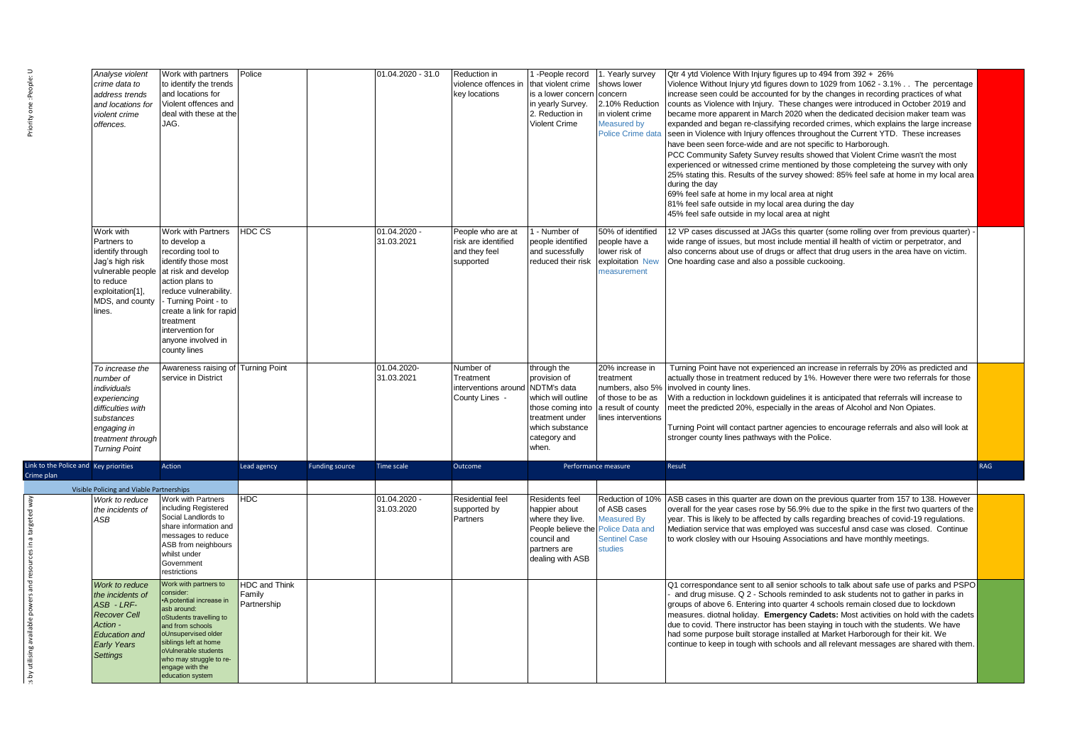| Link to the Police and Crime plan | Key priorities | Action | Lead agency | Funding source | Time scale | Outcome | Performance measure | | Result | RAG |
|---|---|---|---|---|---|---|---|---|---|---|
| Priority one -People: U | *Analyse violent crime data to address trends and locations for violent crime offences.* | Work with partners to identify the trends and locations for Violent offences and deal with these at the JAG. | Police | | 01.04.2020 - 31.0 | Reduction in violence offences in key locations | 1 -People record that violent crime is a lower concern in yearly Survey. 2. Reduction in Violent Crime | 1. Yearly survey shows lower concern 2.10% Reduction in violent crime Measured by Police Crime data | Qtr 4 ytd Violence With Injury figures up to 494 from 392 + 26% Violence Without Injury ytd figures down to 1029 from 1062 - 3.1% . . The percentage increase seen could be accounted for by the changes in recording practices of what counts as Violence with Injury. These changes were introduced in October 2019 and became more apparent in March 2020 when the dedicated decision maker team was expanded and began re-classifying recorded crimes, which explains the large increase seen in Violence with Injury offences throughout the Current YTD. These increases have been seen force-wide and are not specific to Harborough. PCC Community Safety Survey results showed that Violent Crime wasn't the most experienced or witnessed crime mentioned by those completeing the survey with only 25% stating this. Results of the survey showed: 85% feel safe at home in my local area during the day 69% feel safe at home in my local area at night 81% feel safe outside in my local area during the day 45% feel safe outside in my local area at night | Red |
| | Work with Partners to identify through Jag's high risk vulnerable people to reduce exploitation[1], MDS, and county lines. | Work with Partners to develop a recording tool to identify those most at risk and develop action plans to reduce vulnerability. - Turning Point - to create a link for rapid treatment intervention for anyone involved in county lines | HDC CS | | 01.04.2020 - 31.03.2021 | People who are at risk are identified and they feel supported | 1 - Number of people identified and sucessfully reduced their risk | 50% of identified people have a lower risk of exploitation New measurement | 12 VP cases discussed at JAGs this quarter (some rolling over from previous quarter) - wide range of issues, but most include mential ill health of victim or perpetrator, and also concerns about use of drugs or affect that drug users in the area have on victim. One hoarding case and also a possible cuckooing. | |
| | *To increase the number of individuals experiencing difficulties with substances engaging in treatment through Turning Point* | Awareness raising of service in District | Turning Point | | 01.04.2020- 31.03.2021 | Number of Treatment interventions around County Lines - | through the provision of NDTM's data which will outline those coming into treatment under which substance category and when. | 20% increase in treatment numbers, also 5% of those to be as a result of county lines interventions | Turning Point have not experienced an increase in referrals by 20% as predicted and actually those in treatment reduced by 1%. However there were two referrals for those involved in county lines. With a reduction in lockdown guidelines it is anticipated that referrals will increase to meet the predicted 20%, especially in the areas of Alcohol and Non Opiates. Turning Point will contact partner agencies to encourage referrals and also will look at stronger county lines pathways with the Police. | Amber |
| | Visible Policing and Viable Partnerships | | | | | | | | | |
| ...s by utilising available powers and resources in a targeted way | *Work to reduce the incidents of ASB* | Work with Partners including Registered Social Landlords to share information and messages to reduce ASB from neighbours whilst under Government restrictions | HDC | | 01.04.2020 - 31.03.2020 | Residential feel supported by Partners | Residents feel happier about where they live. People believe the council and partners are dealing with ASB | Reduction of 10% of ASB cases Measured By Police Data and Sentinel Case studies | ASB cases in this quarter are down on the previous quarter from 157 to 138. However overall for the year cases rose by 56.9% due to the spike in the first two quarters of the year. This is likely to be affected by calls regarding breaches of covid-19 regulations. Mediation service that was employed was succesful ansd case was closed. Continue to work closley with our Hsouing Associations and have monthly meetings. | Amber |
| | *Work to reduce the incidents of ASB - LRF-Recover Cell Action - Education and Early Years Settings* | Work with partners to consider: •A potential increase in asb around: oStudents travelling to and from schools oUnsupervised older siblings left at home oVulnerable students who may struggle to re-engage with the education system | HDC and Think Family Partnership | | | | | | Q1 correspondance sent to all senior schools to talk about safe use of parks and PSPO - and drug misuse. Q 2 - Schools reminded to ask students not to gather in parks in groups of above 6. Entering into quarter 4 schools remain closed due to lockdown measures. diotnal holiday. **Emergency Cadets:** Most activities on hold with the cadets due to covid. There instructor has been staying in touch with the students. We have had some purpose built storage installed at Market Harborough for their kit. We continue to keep in tough with schools and all relevant messages are shared with them. | Green |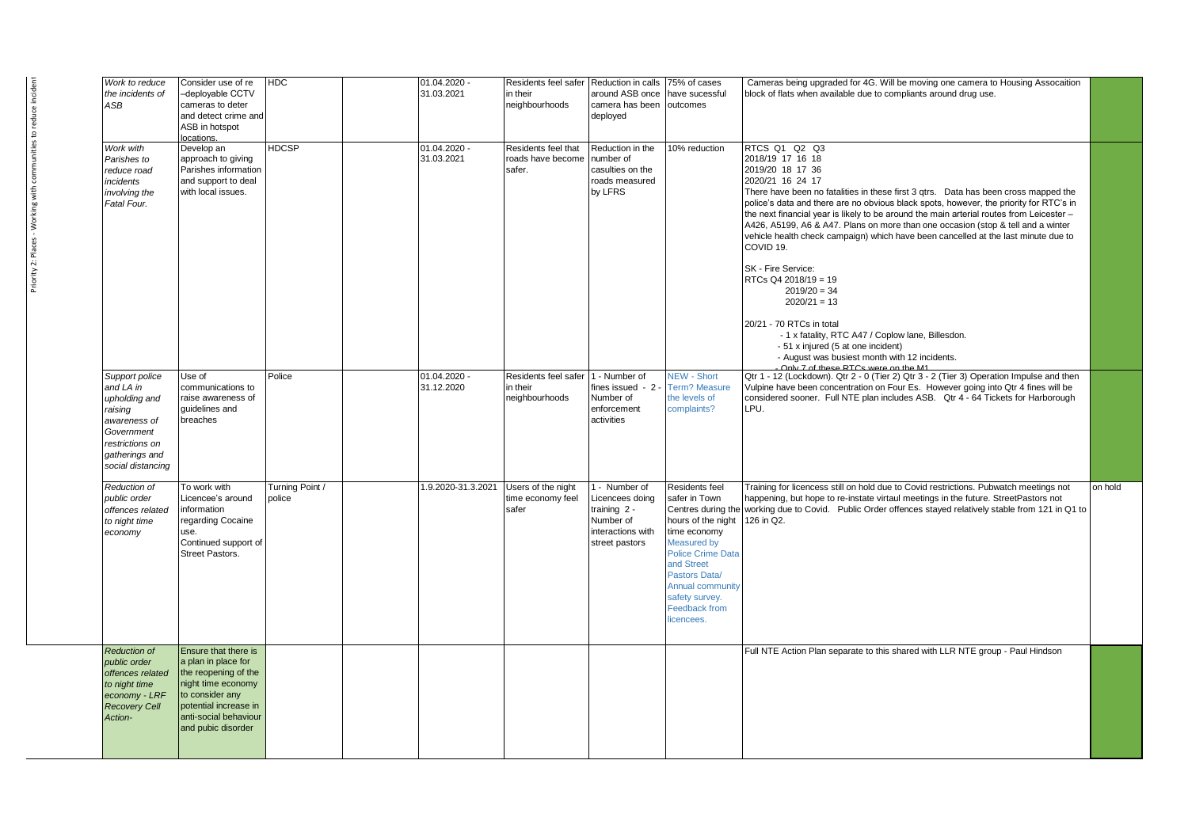Priority 2: Places - Working with communities to reduce incident

| | | | | | | | | | |
|---|---|---|---|---|---|---|---|---|---|
| *Work to reduce the incidents of ASB* | Consider use of re –deployable CCTV cameras to deter and detect crime and ASB in hotspot locations. | HDC | | 01.04.2020 - 31.03.2021 | Residents feel safer in their neighbourhoods | Reduction in calls around ASB once camera has been deployed | 75% of cases have sucessful outcomes | Cameras being upgraded for 4G. Will be moving one camera to Housing Assocaition block of flats when available due to compliants around drug use. | |
| *Work with Parishes to reduce road incidents involving the Fatal Four.* | Develop an approach to giving Parishes information and support to deal with local issues. | HDCSP | | 01.04.2020 - 31.03.2021 | Residents feel that roads have become safer. | Reduction in the number of casulties on the roads measured by LFRS | 10% reduction | RTCS Q1 Q2 Q3<br>2018/19 17 16 18<br>2019/20 18 17 36<br>2020/21 16 24 17<br>There have been no fatalities in these first 3 qtrs. Data has been cross mapped the police's data and there are no obvious black spots, however, the priority for RTC's in the next financial year is likely to be around the main arterial routes from Leicester – A426, A5199, A6 & A47. Plans on more than one occasion (stop & tell and a winter vehicle health check campaign) which have been cancelled at the last minute due to COVID 19.<br><br>SK - Fire Service:<br>RTCs Q4 2018/19 = 19<br>2019/20 = 34<br>2020/21 = 13<br><br>20/21 - 70 RTCs in total<br>- 1 x fatality, RTC A47 / Coplow lane, Billesdon.<br>- 51 x injured (5 at one incident)<br>- August was busiest month with 12 incidents.<br>- Only 7 of these RTCs were on the M1 | |
| *Support police and LA in upholding and raising awareness of Government restrictions on gatherings and social distancing* | Use of communications to raise awareness of guidelines and breaches | Police | | 01.04.2020 - 31.12.2020 | Residents feel safer in their neighbourhoods | 1 - Number of fines issued - 2 - Number of enforcement activities | NEW - Short Term? Measure the levels of complaints? | Qtr 1 - 12 (Lockdown). Qtr 2 - 0 (Tier 2) Qtr 3 - 2 (Tier 3) Operation Impulse and then Vulpine have been concentration on Four Es. However going into Qtr 4 fines will be considered sooner. Full NTE plan includes ASB. Qtr 4 - 64 Tickets for Harborough LPU. | |
| *Reduction of public order offences related to night time economy* | To work with Licencee's around information regarding Cocaine use. Continued support of Street Pastors. | Turning Point / police | | 1.9.2020-31.3.2021 | Users of the night time economy feel safer | 1 - Number of Licencees doing training 2 - Number of interactions with street pastors | Residents feel safer in Town Centres during the hours of the night time economy Measured by Police Crime Data and Street Pastors Data/ Annual community safety survey. Feedback from licencees. | Training for licencess still on hold due to Covid restrictions. Pubwatch meetings not happening, but hope to re-instate virtaul meetings in the future. StreetPastors not working due to Covid. Public Order offences stayed relatively stable from 121 in Q1 to 126 in Q2. | on hold |
| *Reduction of public order offences related to night time economy - LRF Recovery Cell Action-* | Ensure that there is a plan in place for the reopening of the night time economy to consider any potential increase in anti-social behaviour and pubic disorder | | | | | | | Full NTE Action Plan separate to this shared with LLR NTE group - Paul Hindson | |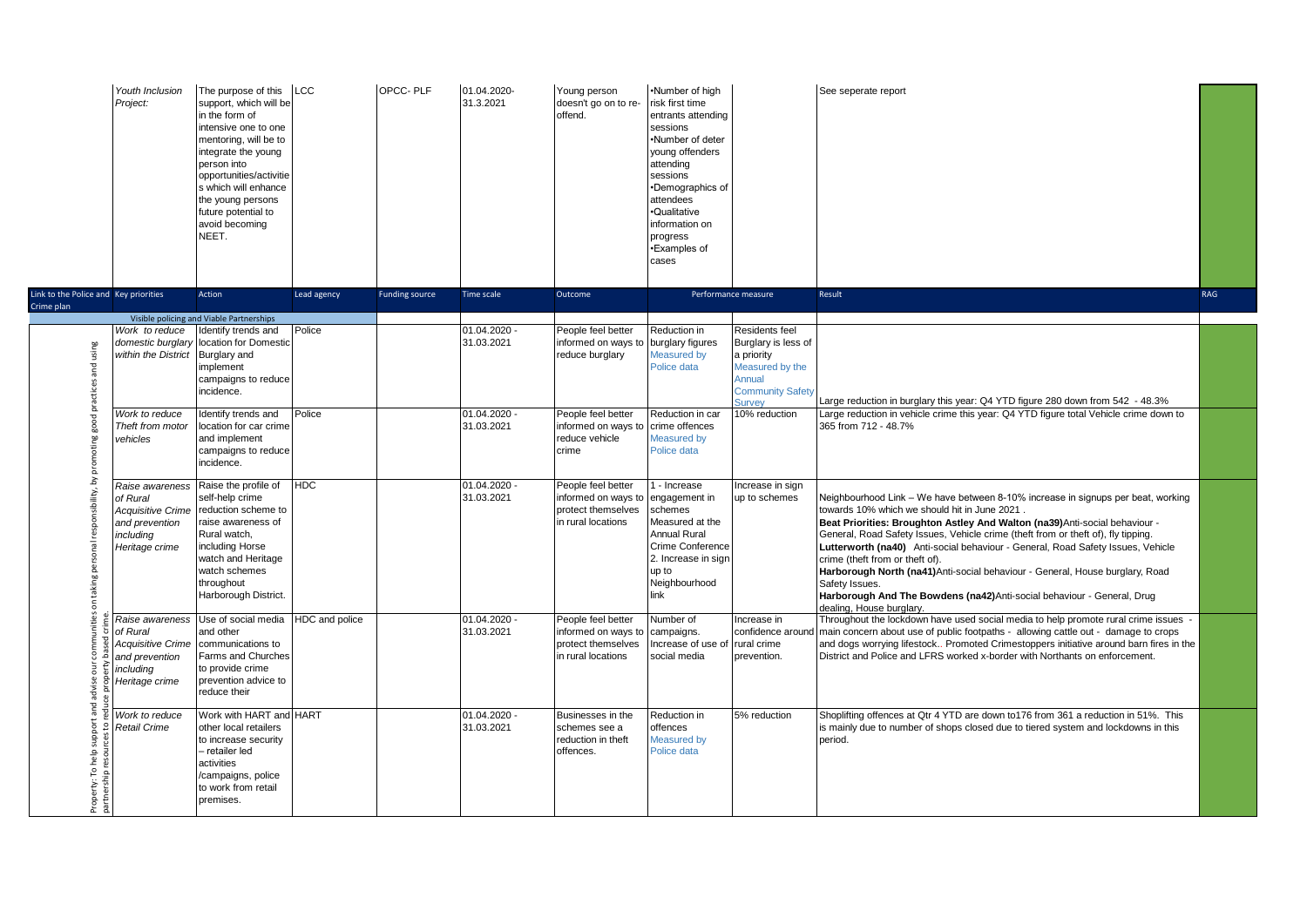| Link to the Police and Crime plan | Key priorities | Action | Lead agency | Funding source | Time scale | Outcome | Performance measure | | Result | RAG |
|---|---|---|---|---|---|---|---|---|---|---|
| | *Youth Inclusion Project:* | The purpose of this support, which will be in the form of intensive one to one mentoring, will be to integrate the young person into opportunities/activities which will enhance the young persons future potential to avoid becoming NEET. | LCC | OPCC- PLF | 01.04.2020- 31.3.2021 | Young person doesn't go on to re-offend. | •Number of high risk first time entrants attending sessions •Number of deter young offenders attending sessions •Demographics of attendees •Qualitative information on progress •Examples of cases | | See seperate report | |
| | Visible policing and Viable Partnerships | | | | | | | | | |
| Property: To help support and advise our communities on taking personal responsibility, by promoting good practices and using partnership resources to reduce property based crime. | *Work to reduce domestic burglary within the District* | Identify trends and location for Domestic Burglary and implement campaigns to reduce incidence. | Police | | 01.04.2020 - 31.03.2021 | People feel better informed on ways to reduce burglary | Reduction in burglary figures Measured by Police data | Residents feel Burglary is less of a priority Measured by the Annual Community Safety Survey | Large reduction in burglary this year: Q4 YTD figure 280 down from 542 - 48.3% | |
| | *Work to reduce Theft from motor vehicles* | Identify trends and location for car crime and implement campaigns to reduce incidence. | Police | | 01.04.2020 - 31.03.2021 | People feel better informed on ways to reduce vehicle crime | Reduction in car crime offences Measured by Police data | 10% reduction | Large reduction in vehicle crime this year: Q4 YTD figure total Vehicle crime down to 365 from 712 - 48.7% | |
| | *Raise awareness of Rural Acquisitive Crime and prevention including Heritage crime* | Raise the profile of self-help crime reduction scheme to raise awareness of Rural watch, including Horse watch and Heritage watch schemes throughout Harborough District. | HDC | | 01.04.2020 - 31.03.2021 | People feel better informed on ways to protect themselves in rural locations | 1 - Increase engagement in schemes Measured at the Annual Rural Crime Conference 2. Increase in sign up to Neighbourhood link | Increase in sign up to schemes | Neighbourhood Link – We have between 8-10% increase in signups per beat, working towards 10% which we should hit in June 2021 . **Beat Priorities: Broughton Astley And Walton (na39)**Anti-social behaviour - General, Road Safety Issues, Vehicle crime (theft from or theft of), fly tipping. **Lutterworth (na40)** Anti-social behaviour - General, Road Safety Issues, Vehicle crime (theft from or theft of). **Harborough North (na41)**Anti-social behaviour - General, House burglary, Road Safety Issues. **Harborough And The Bowdens (na42)**Anti-social behaviour - General, Drug dealing, House burglary. | |
| | *Raise awareness of Rural Acquisitive Crime and prevention including Heritage crime* | Use of social media and other communications to Farms and Churches to provide crime prevention advice to reduce their | HDC and police | | 01.04.2020 - 31.03.2021 | People feel better informed on ways to protect themselves in rural locations | Number of campaigns. Increase of use of social media | Increase in confidence around rural crime prevention. | Throughout the lockdown have used social media to help promote rural crime issues - main concern about use of public footpaths - allowing cattle out - damage to crops and dogs worrying lifestock.. Promoted Crimestoppers initiative around barn fires in the District and Police and LFRS worked x-border with Northants on enforcement. | |
| | *Work to reduce Retail Crime* | Work with HART and other local retailers to increase security – retailer led activities /campaigns, police to work from retail premises. | HART | | 01.04.2020 - 31.03.2021 | Businesses in the schemes see a reduction in theft offences. | Reduction in offences Measured by Police data | 5% reduction | Shoplifting offences at Qtr 4 YTD are down to176 from 361 a reduction in 51%. This is mainly due to number of shops closed due to tiered system and lockdowns in this period. | |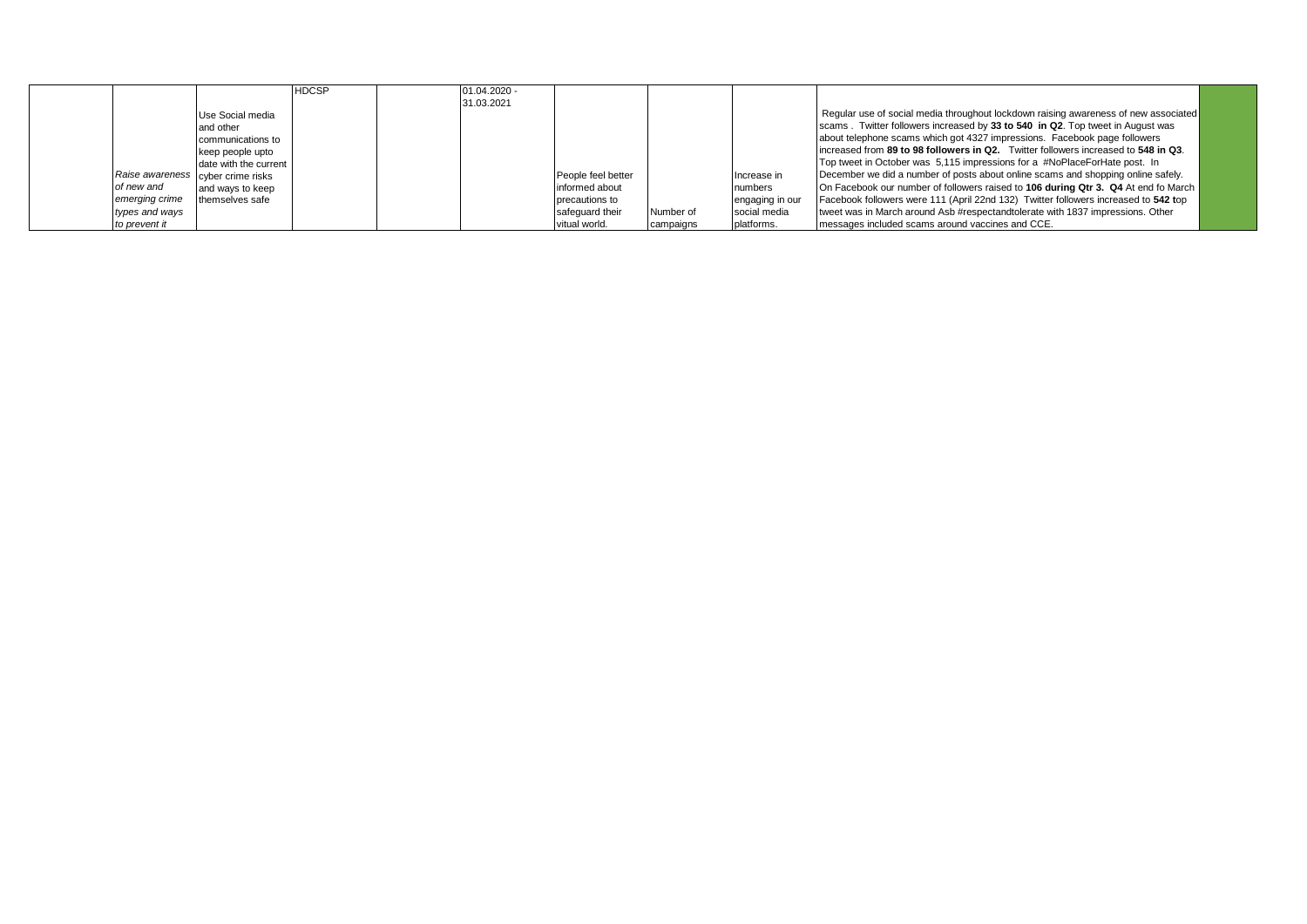| | | | | | | | | | | |
|---|---|---|---|---|---|---|---|---|---|---|
| | *Raise awareness of new and emerging crime types and ways to prevent it* | Use Social media and other communications to keep people upto date with the current cyber crime risks and ways to keep themselves safe | HDCSP | | 01.04.2020 - 31.03.2021 | People feel better informed about precautions to safeguard their vitual world. | Number of campaigns | Increase in numbers engaging in our social media platforms. | Regular use of social media throughout lockdown raising awareness of new associated scams . Twitter followers increased by **33 to 540 in Q2**. Top tweet in August was about telephone scams which got 4327 impressions. Facebook page followers increased from **89 to 98 followers in Q2.** Twitter followers increased to **548 in Q3**. Top tweet in October was 5,115 impressions for a #NoPlaceForHate post. In December we did a number of posts about online scams and shopping online safely. On Facebook our number of followers raised to **106 during Qtr 3. Q4** At end fo March Facebook followers were 111 (April 22nd 132) Twitter followers increased to **542 t**op tweet was in March around Asb #respectandtolerate with 1837 impressions. Other messages included scams around vaccines and CCE. | |